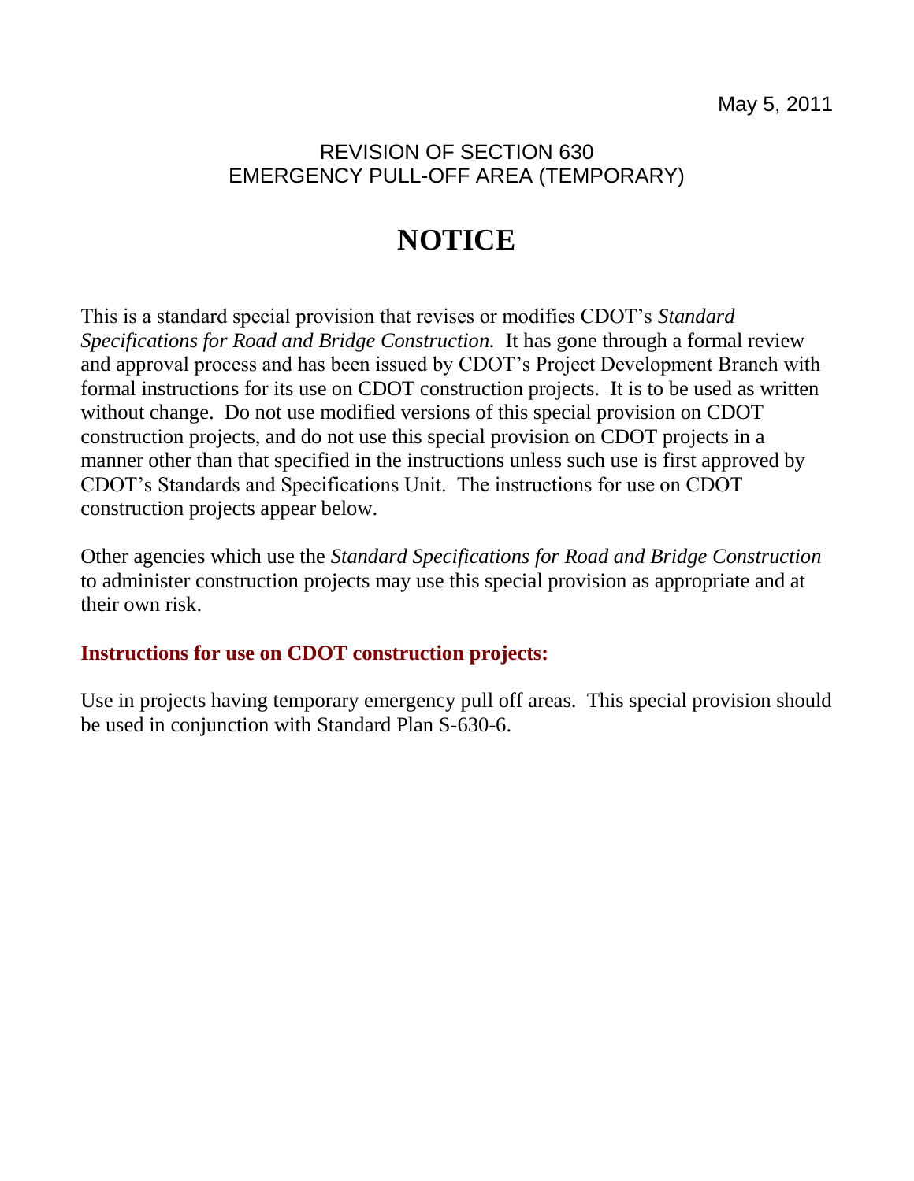May 5, 2011

REVISION OF SECTION 630
EMERGENCY PULL-OFF AREA (TEMPORARY)

# NOTICE

This is a standard special provision that revises or modifies CDOT's *Standard Specifications for Road and Bridge Construction.* It has gone through a formal review and approval process and has been issued by CDOT's Project Development Branch with formal instructions for its use on CDOT construction projects. It is to be used as written without change. Do not use modified versions of this special provision on CDOT construction projects, and do not use this special provision on CDOT projects in a manner other than that specified in the instructions unless such use is first approved by CDOT's Standards and Specifications Unit. The instructions for use on CDOT construction projects appear below.

Other agencies which use the *Standard Specifications for Road and Bridge Construction* to administer construction projects may use this special provision as appropriate and at their own risk.

**Instructions for use on CDOT construction projects:**

Use in projects having temporary emergency pull off areas. This special provision should be used in conjunction with Standard Plan S-630-6.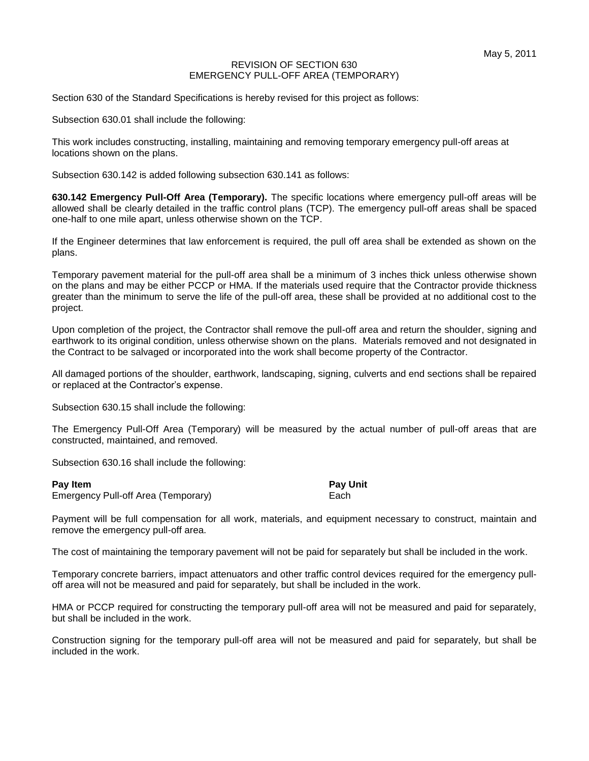May 5, 2011

REVISION OF SECTION 630
EMERGENCY PULL-OFF AREA (TEMPORARY)

Section 630 of the Standard Specifications is hereby revised for this project as follows:

Subsection 630.01 shall include the following:

This work includes constructing, installing, maintaining and removing temporary emergency pull-off areas at locations shown on the plans.

Subsection 630.142 is added following subsection 630.141 as follows:

**630.142 Emergency Pull-Off Area (Temporary).** The specific locations where emergency pull-off areas will be allowed shall be clearly detailed in the traffic control plans (TCP). The emergency pull-off areas shall be spaced one-half to one mile apart, unless otherwise shown on the TCP.

If the Engineer determines that law enforcement is required, the pull off area shall be extended as shown on the plans.

Temporary pavement material for the pull-off area shall be a minimum of 3 inches thick unless otherwise shown on the plans and may be either PCCP or HMA. If the materials used require that the Contractor provide thickness greater than the minimum to serve the life of the pull-off area, these shall be provided at no additional cost to the project.

Upon completion of the project, the Contractor shall remove the pull-off area and return the shoulder, signing and earthwork to its original condition, unless otherwise shown on the plans. Materials removed and not designated in the Contract to be salvaged or incorporated into the work shall become property of the Contractor.

All damaged portions of the shoulder, earthwork, landscaping, signing, culverts and end sections shall be repaired or replaced at the Contractor's expense.

Subsection 630.15 shall include the following:

The Emergency Pull-Off Area (Temporary) will be measured by the actual number of pull-off areas that are constructed, maintained, and removed.

Subsection 630.16 shall include the following:

| **Pay Item** | **Pay Unit** |
|---|---|
| Emergency Pull-off Area (Temporary) | Each |

Payment will be full compensation for all work, materials, and equipment necessary to construct, maintain and remove the emergency pull-off area.

The cost of maintaining the temporary pavement will not be paid for separately but shall be included in the work.

Temporary concrete barriers, impact attenuators and other traffic control devices required for the emergency pull-off area will not be measured and paid for separately, but shall be included in the work.

HMA or PCCP required for constructing the temporary pull-off area will not be measured and paid for separately, but shall be included in the work.

Construction signing for the temporary pull-off area will not be measured and paid for separately, but shall be included in the work.